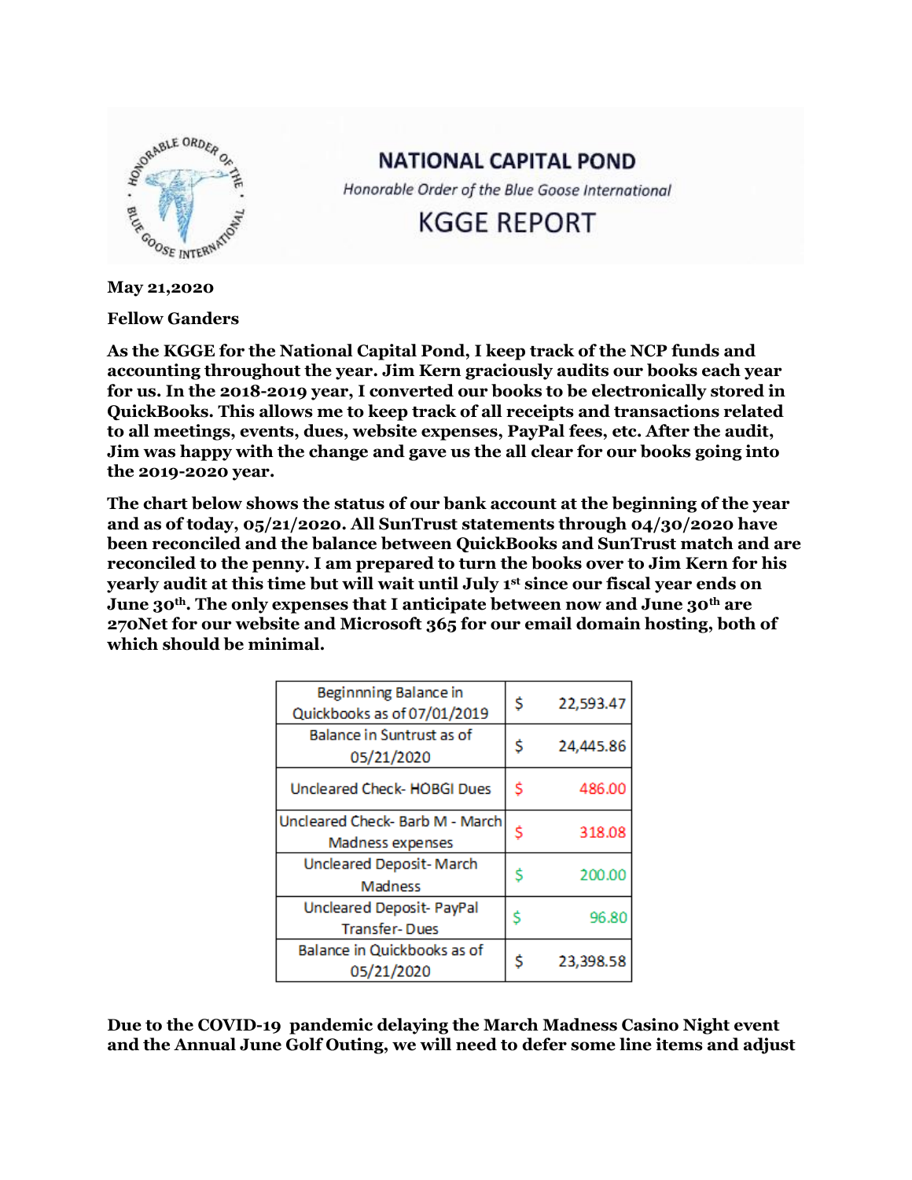# NATIONAL CAPITAL POND

*Honorable Order of the Blue Goose International*

## KGGE REPORT

**May 21,2020**

**Fellow Ganders**

**As the KGGE for the National Capital Pond, I keep track of the NCP funds and accounting throughout the year. Jim Kern graciously audits our books each year for us. In the 2018-2019 year, I converted our books to be electronically stored in QuickBooks. This allows me to keep track of all receipts and transactions related to all meetings, events, dues, website expenses, PayPal fees, etc. After the audit, Jim was happy with the change and gave us the all clear for our books going into the 2019-2020 year.**

**The chart below shows the status of our bank account at the beginning of the year and as of today, 05/21/2020. All SunTrust statements through 04/30/2020 have been reconciled and the balance between QuickBooks and SunTrust match and are reconciled to the penny. I am prepared to turn the books over to Jim Kern for his yearly audit at this time but will wait until July 1st since our fiscal year ends on June 30th. The only expenses that I anticipate between now and June 30th are 270Net for our website and Microsoft 365 for our email domain hosting, both of which should be minimal.**

| | |
|---|---|
| Beginnning Balance in Quickbooks as of 07/01/2019 | $ 22,593.47 |
| Balance in Suntrust as of 05/21/2020 | $ 24,445.86 |
| Uncleared Check- HOBGI Dues | $ 486.00 |
| Uncleared Check- Barb M - March Madness expenses | $ 318.08 |
| Uncleared Deposit- March Madness | $ 200.00 |
| Uncleared Deposit- PayPal Transfer- Dues | $ 96.80 |
| Balance in Quickbooks as of 05/21/2020 | $ 23,398.58 |

**Due to the COVID-19 pandemic delaying the March Madness Casino Night event and the Annual June Golf Outing, we will need to defer some line items and adjust**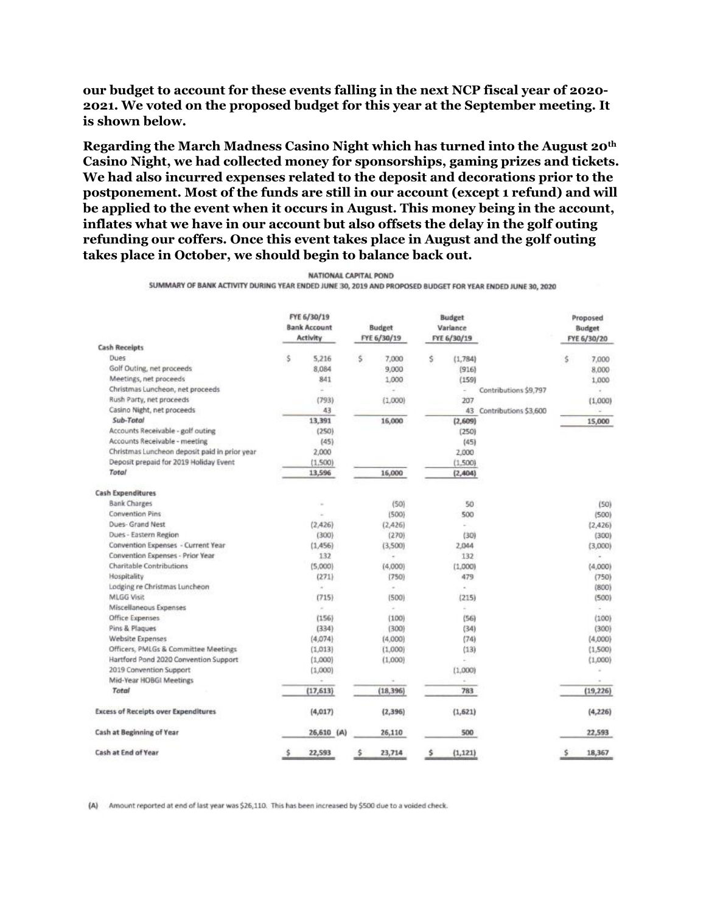**our budget to account for these events falling in the next NCP fiscal year of 2020-2021. We voted on the proposed budget for this year at the September meeting. It is shown below.**

**Regarding the March Madness Casino Night which has turned into the August 20th Casino Night, we had collected money for sponsorships, gaming prizes and tickets. We had also incurred expenses related to the deposit and decorations prior to the postponement. Most of the funds are still in our account (except 1 refund) and will be applied to the event when it occurs in August. This money being in the account, inflates what we have in our account but also offsets the delay in the golf outing refunding our coffers. Once this event takes place in August and the golf outing takes place in October, we should begin to balance back out.**

NATIONAL CAPITAL POND

SUMMARY OF BANK ACTIVITY DURING YEAR ENDED JUNE 30, 2019 AND PROPOSED BUDGET FOR YEAR ENDED JUNE 30, 2020

| | FYE 6/30/19 Bank Account Activity | Budget FYE 6/30/19 | Budget Variance FYE 6/30/19 | | Proposed Budget FYE 6/30/20 |
|---|---|---|---|---|---|
| **Cash Receipts** | | | | | |
| Dues | $ 5,216 | $ 7,000 | $ (1,784) | | $ 7,000 |
| Golf Outing, net proceeds | 8,084 | 9,000 | (916) | | 8,000 |
| Meetings, net proceeds | 841 | 1,000 | (159) | | 1,000 |
| Christmas Luncheon, net proceeds | - | - | - | Contributions $9,797 | - |
| Rush Party, net proceeds | (793) | (1,000) | 207 | | (1,000) |
| Casino Night, net proceeds | 43 | | 43 | Contributions $3,600 | - |
| *Sub-Total* | 13,391 | 16,000 | (2,609) | | 15,000 |
| Accounts Receivable - golf outing | (250) | | (250) | | |
| Accounts Receivable - meeting | (45) | | (45) | | |
| Christmas Luncheon deposit paid in prior year | 2,000 | | 2,000 | | |
| Deposit prepaid for 2019 Holiday Event | (1,500) | | (1,500) | | |
| *Total* | 13,596 | 16,000 | (2,404) | | |
| **Cash Expenditures** | | | | | |
| Bank Charges | - | (50) | 50 | | (50) |
| Convention Pins | - | (500) | 500 | | (500) |
| Dues- Grand Nest | (2,426) | (2,426) | - | | (2,426) |
| Dues - Eastern Region | (300) | (270) | (30) | | (300) |
| Convention Expenses - Current Year | (1,456) | (3,500) | 2,044 | | (3,000) |
| Convention Expenses - Prior Year | 132 | - | 132 | | - |
| Charitable Contributions | (5,000) | (4,000) | (1,000) | | (4,000) |
| Hospitality | (271) | (750) | 479 | | (750) |
| Lodging re Christmas Luncheon | - | - | - | | (800) |
| MLGG Visit | (715) | (500) | (215) | | (500) |
| Miscellaneous Expenses | - | - | - | | - |
| Office Expenses | (156) | (100) | (56) | | (100) |
| Pins & Plaques | (334) | (300) | (34) | | (300) |
| Website Expenses | (4,074) | (4,000) | (74) | | (4,000) |
| Officers, PMLGs & Committee Meetings | (1,013) | (1,000) | (13) | | (1,500) |
| Hartford Pond 2020 Convention Support | (1,000) | (1,000) | - | | (1,000) |
| 2019 Convention Support | (1,000) | | (1,000) | | - |
| Mid-Year HOBGI Meetings | - | - | - | | - |
| *Total* | (17,613) | (18,396) | 783 | | (19,226) |
| **Excess of Receipts over Expenditures** | (4,017) | (2,396) | (1,621) | | (4,226) |
| **Cash at Beginning of Year** | 26,610 (A) | 26,110 | 500 | | 22,593 |
| **Cash at End of Year** | $ 22,593 | $ 23,714 | $ (1,121) | | $ 18,367 |

(A) Amount reported at end of last year was $26,110. This has been increased by $500 due to a voided check.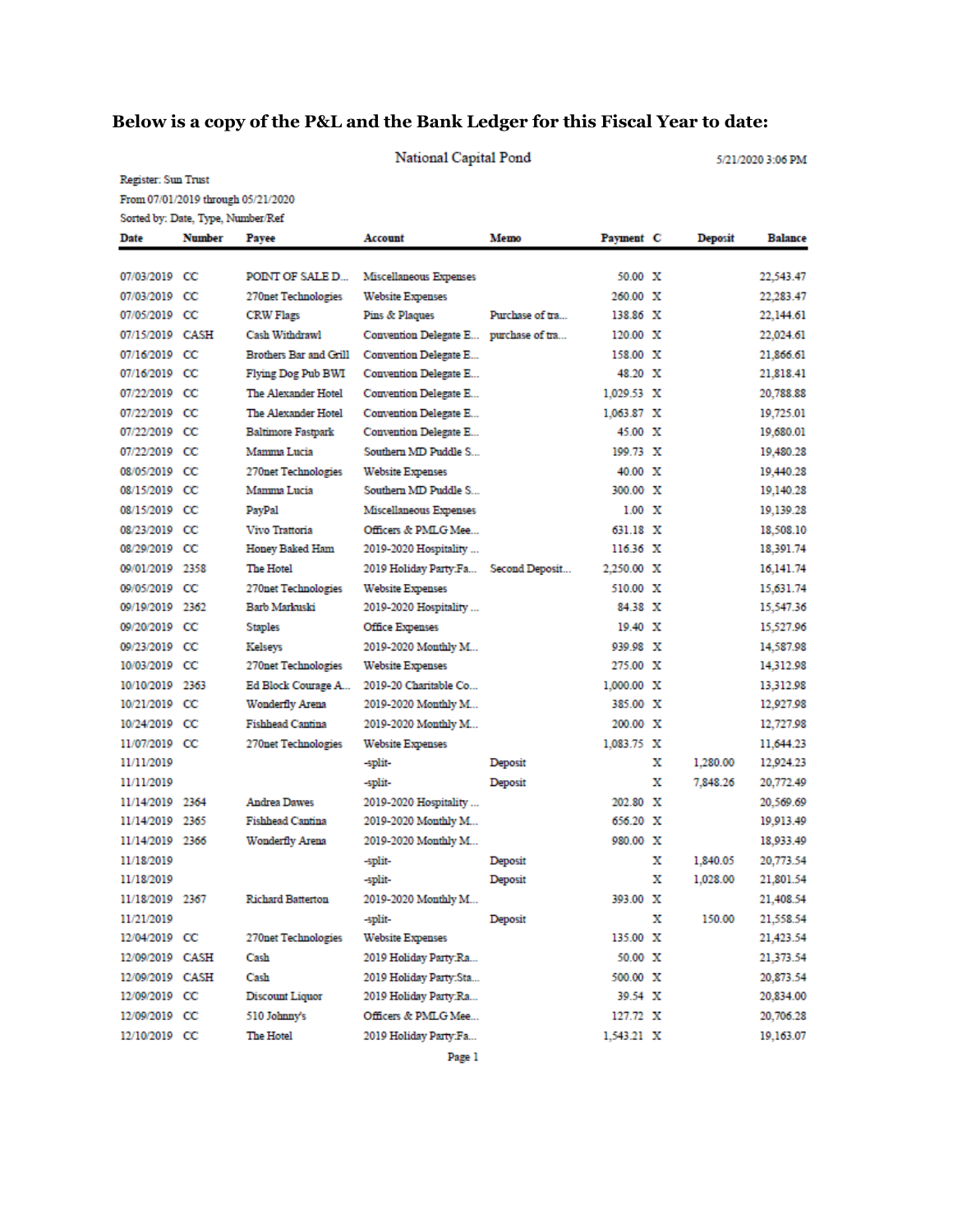**Below is a copy of the P&L and the Bank Ledger for this Fiscal Year to date:**

National Capital Pond

5/21/2020 3:06 PM

Register: Sun Trust

From 07/01/2019 through 05/21/2020

Sorted by: Date, Type, Number/Ref

| Date | Number | Payee | Account | Memo | Payment | C | Deposit | Balance |
|---|---|---|---|---|---|---|---|---|
| 07/03/2019 | CC | POINT OF SALE D... | Miscellaneous Expenses | | 50.00 | X | | 22,543.47 |
| 07/03/2019 | CC | 270net Technologies | Website Expenses | | 260.00 | X | | 22,283.47 |
| 07/05/2019 | CC | CRW Flags | Pins & Plaques | Purchase of tra... | 138.86 | X | | 22,144.61 |
| 07/15/2019 | CASH | Cash Withdrawl | Convention Delegate E... | purchase of tra... | 120.00 | X | | 22,024.61 |
| 07/16/2019 | CC | Brothers Bar and Grill | Convention Delegate E... | | 158.00 | X | | 21,866.61 |
| 07/16/2019 | CC | Flying Dog Pub BWI | Convention Delegate E... | | 48.20 | X | | 21,818.41 |
| 07/22/2019 | CC | The Alexander Hotel | Convention Delegate E... | | 1,029.53 | X | | 20,788.88 |
| 07/22/2019 | CC | The Alexander Hotel | Convention Delegate E... | | 1,063.87 | X | | 19,725.01 |
| 07/22/2019 | CC | Baltimore Fastpark | Convention Delegate E... | | 45.00 | X | | 19,680.01 |
| 07/22/2019 | CC | Mamma Lucia | Southern MD Puddle S... | | 199.73 | X | | 19,480.28 |
| 08/05/2019 | CC | 270net Technologies | Website Expenses | | 40.00 | X | | 19,440.28 |
| 08/15/2019 | CC | Mamma Lucia | Southern MD Puddle S... | | 300.00 | X | | 19,140.28 |
| 08/15/2019 | CC | PayPal | Miscellaneous Expenses | | 1.00 | X | | 19,139.28 |
| 08/23/2019 | CC | Vivo Trattoria | Officers & PMLG Mee... | | 631.18 | X | | 18,508.10 |
| 08/29/2019 | CC | Honey Baked Ham | 2019-2020 Hospitality ... | | 116.36 | X | | 18,391.74 |
| 09/01/2019 | 2358 | The Hotel | 2019 Holiday Party:Fa... | Second Deposit... | 2,250.00 | X | | 16,141.74 |
| 09/05/2019 | CC | 270net Technologies | Website Expenses | | 510.00 | X | | 15,631.74 |
| 09/19/2019 | 2362 | Barb Markuski | 2019-2020 Hospitality ... | | 84.38 | X | | 15,547.36 |
| 09/20/2019 | CC | Staples | Office Expenses | | 19.40 | X | | 15,527.96 |
| 09/23/2019 | CC | Kelseys | 2019-2020 Monthly M... | | 939.98 | X | | 14,587.98 |
| 10/03/2019 | CC | 270net Technologies | Website Expenses | | 275.00 | X | | 14,312.98 |
| 10/10/2019 | 2363 | Ed Block Courage A... | 2019-20 Charitable Co... | | 1,000.00 | X | | 13,312.98 |
| 10/21/2019 | CC | Wonderfly Arena | 2019-2020 Monthly M... | | 385.00 | X | | 12,927.98 |
| 10/24/2019 | CC | Fishhead Cantina | 2019-2020 Monthly M... | | 200.00 | X | | 12,727.98 |
| 11/07/2019 | CC | 270net Technologies | Website Expenses | | 1,083.75 | X | | 11,644.23 |
| 11/11/2019 | | | -split- | Deposit | | X | 1,280.00 | 12,924.23 |
| 11/11/2019 | | | -split- | Deposit | | X | 7,848.26 | 20,772.49 |
| 11/14/2019 | 2364 | Andrea Dawes | 2019-2020 Hospitality ... | | 202.80 | X | | 20,569.69 |
| 11/14/2019 | 2365 | Fishhead Cantina | 2019-2020 Monthly M... | | 656.20 | X | | 19,913.49 |
| 11/14/2019 | 2366 | Wonderfly Arena | 2019-2020 Monthly M... | | 980.00 | X | | 18,933.49 |
| 11/18/2019 | | | -split- | Deposit | | X | 1,840.05 | 20,773.54 |
| 11/18/2019 | | | -split- | Deposit | | X | 1,028.00 | 21,801.54 |
| 11/18/2019 | 2367 | Richard Batterton | 2019-2020 Monthly M... | | 393.00 | X | | 21,408.54 |
| 11/21/2019 | | | -split- | Deposit | | X | 150.00 | 21,558.54 |
| 12/04/2019 | CC | 270net Technologies | Website Expenses | | 135.00 | X | | 21,423.54 |
| 12/09/2019 | CASH | Cash | 2019 Holiday Party:Ra... | | 50.00 | X | | 21,373.54 |
| 12/09/2019 | CASH | Cash | 2019 Holiday Party:Sta... | | 500.00 | X | | 20,873.54 |
| 12/09/2019 | CC | Discount Liquor | 2019 Holiday Party:Ra... | | 39.54 | X | | 20,834.00 |
| 12/09/2019 | CC | 510 Johnny's | Officers & PMLG Mee... | | 127.72 | X | | 20,706.28 |
| 12/10/2019 | CC | The Hotel | 2019 Holiday Party:Fa... | | 1,543.21 | X | | 19,163.07 |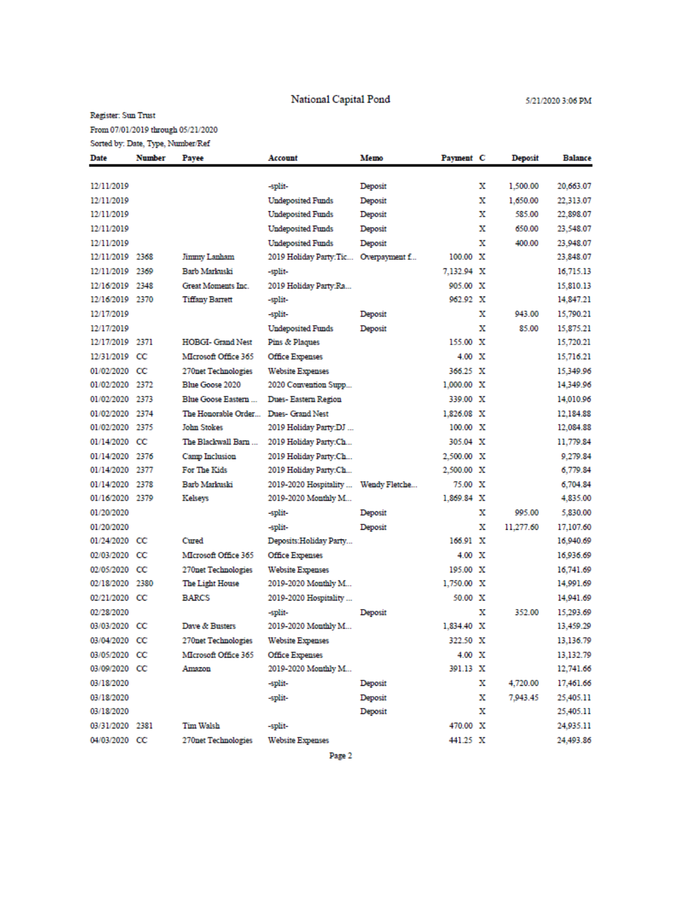National Capital Pond

5/21/2020 3:06 PM

Register: Sun Trust

From 07/01/2019 through 05/21/2020

Sorted by: Date, Type, Number/Ref

| Date | Number | Payee | Account | Memo | Payment | C | Deposit | Balance |
|---|---|---|---|---|---|---|---|---|
| 12/11/2019 | | | -split- | Deposit | | X | 1,500.00 | 20,663.07 |
| 12/11/2019 | | | Undeposited Funds | Deposit | | X | 1,650.00 | 22,313.07 |
| 12/11/2019 | | | Undeposited Funds | Deposit | | X | 585.00 | 22,898.07 |
| 12/11/2019 | | | Undeposited Funds | Deposit | | X | 650.00 | 23,548.07 |
| 12/11/2019 | | | Undeposited Funds | Deposit | | X | 400.00 | 23,948.07 |
| 12/11/2019 | 2368 | Jimmy Lanham | 2019 Holiday Party:Tic... | Overpayment f... | 100.00 | X | | 23,848.07 |
| 12/11/2019 | 2369 | Barb Markuski | -split- | | 7,132.94 | X | | 16,715.13 |
| 12/16/2019 | 2348 | Great Moments Inc. | 2019 Holiday Party:Ra... | | 905.00 | X | | 15,810.13 |
| 12/16/2019 | 2370 | Tiffany Barrett | -split- | | 962.92 | X | | 14,847.21 |
| 12/17/2019 | | | -split- | Deposit | | X | 943.00 | 15,790.21 |
| 12/17/2019 | | | Undeposited Funds | Deposit | | X | 85.00 | 15,875.21 |
| 12/17/2019 | 2371 | HOBGI- Grand Nest | Pins & Plaques | | 155.00 | X | | 15,720.21 |
| 12/31/2019 | CC | MIcrosoft Office 365 | Office Expenses | | 4.00 | X | | 15,716.21 |
| 01/02/2020 | CC | 270net Technologies | Website Expenses | | 366.25 | X | | 15,349.96 |
| 01/02/2020 | 2372 | Blue Goose 2020 | 2020 Convention Supp... | | 1,000.00 | X | | 14,349.96 |
| 01/02/2020 | 2373 | Blue Goose Eastern ... | Dues- Eastern Region | | 339.00 | X | | 14,010.96 |
| 01/02/2020 | 2374 | The Honorable Order... | Dues- Grand Nest | | 1,826.08 | X | | 12,184.88 |
| 01/02/2020 | 2375 | John Stokes | 2019 Holiday Party:DJ ... | | 100.00 | X | | 12,084.88 |
| 01/14/2020 | CC | The Blackwall Barn ... | 2019 Holiday Party:Ch... | | 305.04 | X | | 11,779.84 |
| 01/14/2020 | 2376 | Camp Inclusion | 2019 Holiday Party:Ch... | | 2,500.00 | X | | 9,279.84 |
| 01/14/2020 | 2377 | For The Kids | 2019 Holiday Party:Ch... | | 2,500.00 | X | | 6,779.84 |
| 01/14/2020 | 2378 | Barb Markuski | 2019-2020 Hospitality ... | Wendy Fletche... | 75.00 | X | | 6,704.84 |
| 01/16/2020 | 2379 | Kelseys | 2019-2020 Monthly M... | | 1,869.84 | X | | 4,835.00 |
| 01/20/2020 | | | -split- | Deposit | | X | 995.00 | 5,830.00 |
| 01/20/2020 | | | -split- | Deposit | | X | 11,277.60 | 17,107.60 |
| 01/24/2020 | CC | Cured | Deposits:Holiday Party... | | 166.91 | X | | 16,940.69 |
| 02/03/2020 | CC | MIcrosoft Office 365 | Office Expenses | | 4.00 | X | | 16,936.69 |
| 02/05/2020 | CC | 270net Technologies | Website Expenses | | 195.00 | X | | 16,741.69 |
| 02/18/2020 | 2380 | The Light House | 2019-2020 Monthly M... | | 1,750.00 | X | | 14,991.69 |
| 02/21/2020 | CC | BARCS | 2019-2020 Hospitality ... | | 50.00 | X | | 14,941.69 |
| 02/28/2020 | | | -split- | Deposit | | X | 352.00 | 15,293.69 |
| 03/03/2020 | CC | Dave & Busters | 2019-2020 Monthly M... | | 1,834.40 | X | | 13,459.29 |
| 03/04/2020 | CC | 270net Technologies | Website Expenses | | 322.50 | X | | 13,136.79 |
| 03/05/2020 | CC | MIcrosoft Office 365 | Office Expenses | | 4.00 | X | | 13,132.79 |
| 03/09/2020 | CC | Amazon | 2019-2020 Monthly M... | | 391.13 | X | | 12,741.66 |
| 03/18/2020 | | | -split- | Deposit | | X | 4,720.00 | 17,461.66 |
| 03/18/2020 | | | -split- | Deposit | | X | 7,943.45 | 25,405.11 |
| 03/18/2020 | | | | Deposit | | X | | 25,405.11 |
| 03/31/2020 | 2381 | Tim Walsh | -split- | | 470.00 | X | | 24,935.11 |
| 04/03/2020 | CC | 270net Technologies | Website Expenses | | 441.25 | X | | 24,493.86 |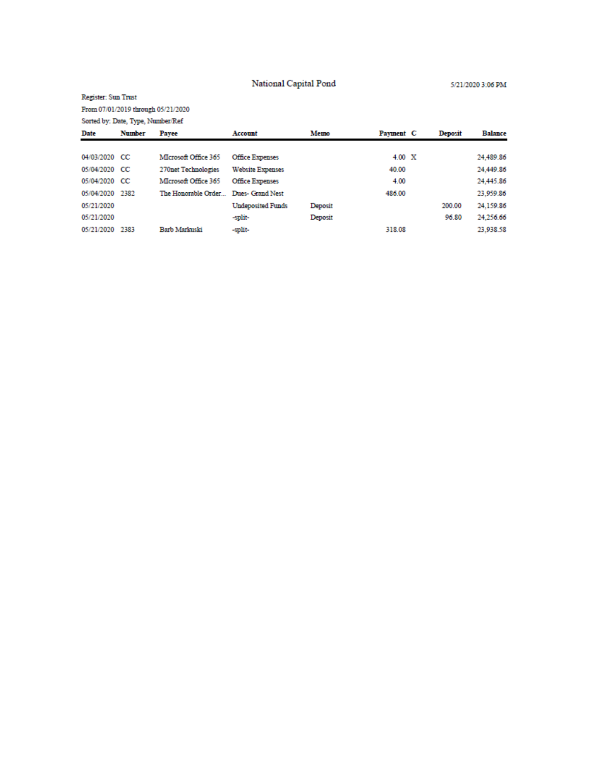# National Capital Pond

5/21/2020 3:06 PM

Register: Sun Trust
From 07/01/2019 through 05/21/2020
Sorted by: Date, Type, Number/Ref

| Date | Number | Payee | Account | Memo | Payment | C | Deposit | Balance |
|---|---|---|---|---|---|---|---|---|
| 04/03/2020 | CC | MIcrosoft Office 365 | Office Expenses | | 4.00 | X | | 24,489.86 |
| 05/04/2020 | CC | 270net Technologies | Website Expenses | | 40.00 | | | 24,449.86 |
| 05/04/2020 | CC | MIcrosoft Office 365 | Office Expenses | | 4.00 | | | 24,445.86 |
| 05/04/2020 | 2382 | The Honorable Order... | Dues- Grand Nest | | 486.00 | | | 23,959.86 |
| 05/21/2020 | | | Undeposited Funds | Deposit | | | 200.00 | 24,159.86 |
| 05/21/2020 | | | -split- | Deposit | | | 96.80 | 24,256.66 |
| 05/21/2020 | 2383 | Barb Markuski | -split- | | 318.08 | | | 23,938.58 |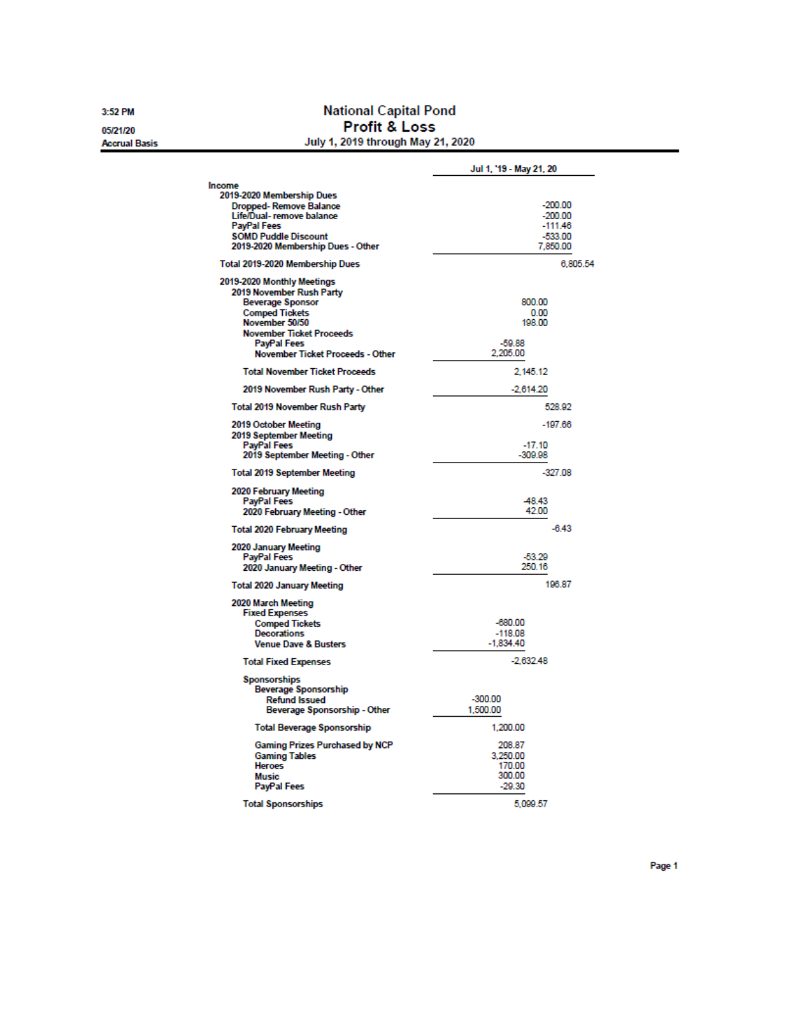# National Capital Pond
## Profit & Loss
### July 1, 2019 through May 21, 2020

3:52 PM
05/21/20
Accrual Basis

| | | | | | |
|---|---|---|---|---|---|
| | **Jul 1, '19 - May 21, 20** | | | | |
| **Income** | | | | | |
| 2019-2020 Membership Dues | | | | | |
| Dropped- Remove Balance | | | | | -200.00 |
| Life/Dual- remove balance | | | | | -200.00 |
| PayPal Fees | | | | | -111.46 |
| SOMD Puddle Discount | | | | | -533.00 |
| 2019-2020 Membership Dues - Other | | | | | 7,850.00 |
| Total 2019-2020 Membership Dues | | | | | 6,805.54 |
| 2019-2020 Monthly Meetings | | | | | |
| 2019 November Rush Party | | | | | |
| Beverage Sponsor | | | | 800.00 | |
| Comped Tickets | | | | 0.00 | |
| November 50/50 | | | | 198.00 | |
| November Ticket Proceeds | | | | | |
| PayPal Fees | | | -59.88 | | |
| November Ticket Proceeds - Other | | | 2,205.00 | | |
| Total November Ticket Proceeds | | | | 2,145.12 | |
| 2019 November Rush Party - Other | | | | -2,614.20 | |
| Total 2019 November Rush Party | | | | | 528.92 |
| 2019 October Meeting | | | | | -197.66 |
| 2019 September Meeting | | | | | |
| PayPal Fees | | | | -17.10 | |
| 2019 September Meeting - Other | | | | -309.98 | |
| Total 2019 September Meeting | | | | | -327.08 |
| 2020 February Meeting | | | | | |
| PayPal Fees | | | | -48.43 | |
| 2020 February Meeting - Other | | | | 42.00 | |
| Total 2020 February Meeting | | | | | -6.43 |
| 2020 January Meeting | | | | | |
| PayPal Fees | | | | -53.29 | |
| 2020 January Meeting - Other | | | | 250.16 | |
| Total 2020 January Meeting | | | | | 196.87 |
| 2020 March Meeting | | | | | |
| Fixed Expenses | | | | | |
| Comped Tickets | | | -680.00 | | |
| Decorations | | | -118.08 | | |
| Venue Dave & Busters | | | -1,834.40 | | |
| Total Fixed Expenses | | | | -2,632.48 | |
| Sponsorships | | | | | |
| Beverage Sponsorship | | | | | |
| Refund Issued | | -300.00 | | | |
| Beverage Sponsorship - Other | | 1,500.00 | | | |
| Total Beverage Sponsorship | | | 1,200.00 | | |
| Gaming Prizes Purchased by NCP | | | 208.87 | | |
| Gaming Tables | | | 3,250.00 | | |
| Heroes | | | 170.00 | | |
| Music | | | 300.00 | | |
| PayPal Fees | | | -29.30 | | |
| Total Sponsorships | | | | 5,099.57 | |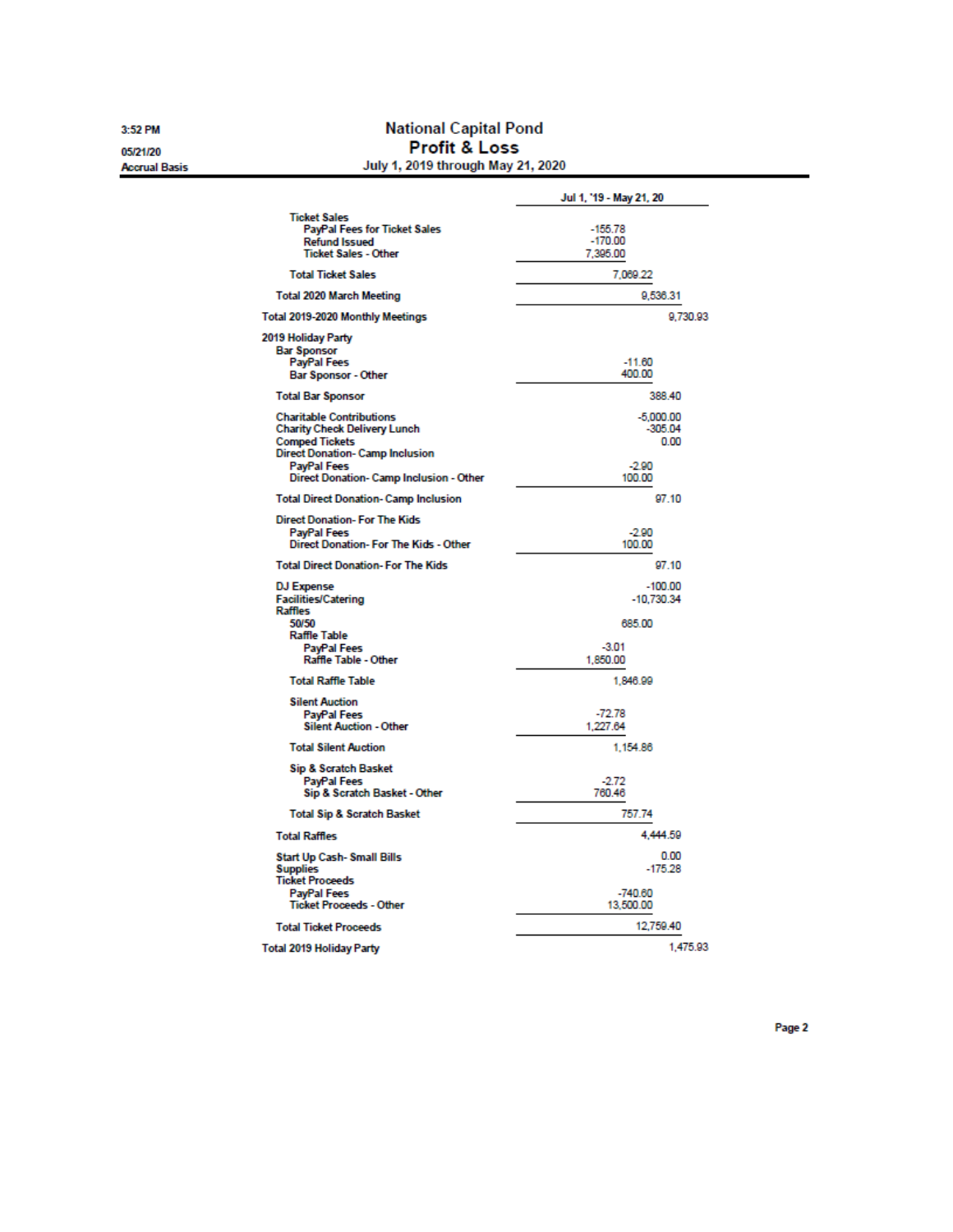# National Capital Pond

## Profit & Loss

### July 1, 2019 through May 21, 2020

3:52 PM
05/21/20
Accrual Basis

| | Jul 1, '19 - May 21, 20 | | | |
|---|---|---|---|---|
| Ticket Sales | | | | |
| PayPal Fees for Ticket Sales | -155.78 | | | |
| Refund Issued | -170.00 | | | |
| Ticket Sales - Other | 7,395.00 | | | |
| Total Ticket Sales | | 7,069.22 | | |
| Total 2020 March Meeting | | | 9,536.31 | |
| Total 2019-2020 Monthly Meetings | | | | 9,730.93 |
| 2019 Holiday Party | | | | |
| Bar Sponsor | | | | |
| PayPal Fees | | -11.60 | | |
| Bar Sponsor - Other | | 400.00 | | |
| Total Bar Sponsor | | | 388.40 | |
| Charitable Contributions | | | -5,000.00 | |
| Charity Check Delivery Lunch | | | -305.04 | |
| Comped Tickets | | | 0.00 | |
| Direct Donation- Camp Inclusion | | | | |
| PayPal Fees | | -2.90 | | |
| Direct Donation- Camp Inclusion - Other | | 100.00 | | |
| Total Direct Donation- Camp Inclusion | | | 97.10 | |
| Direct Donation- For The Kids | | | | |
| PayPal Fees | | -2.90 | | |
| Direct Donation- For The Kids - Other | | 100.00 | | |
| Total Direct Donation- For The Kids | | | 97.10 | |
| DJ Expense | | | -100.00 | |
| Facilities/Catering | | | -10,730.34 | |
| Raffles | | | | |
| 50/50 | | 685.00 | | |
| Raffle Table | | | | |
| PayPal Fees | -3.01 | | | |
| Raffle Table - Other | 1,850.00 | | | |
| Total Raffle Table | | 1,846.99 | | |
| Silent Auction | | | | |
| PayPal Fees | -72.78 | | | |
| Silent Auction - Other | 1,227.64 | | | |
| Total Silent Auction | | 1,154.86 | | |
| Sip & Scratch Basket | | | | |
| PayPal Fees | -2.72 | | | |
| Sip & Scratch Basket - Other | 760.46 | | | |
| Total Sip & Scratch Basket | | 757.74 | | |
| Total Raffles | | | 4,444.59 | |
| Start Up Cash- Small Bills | | | 0.00 | |
| Supplies | | | -175.28 | |
| Ticket Proceeds | | | | |
| PayPal Fees | | -740.60 | | |
| Ticket Proceeds - Other | | 13,500.00 | | |
| Total Ticket Proceeds | | | 12,759.40 | |
| Total 2019 Holiday Party | | | | 1,475.93 |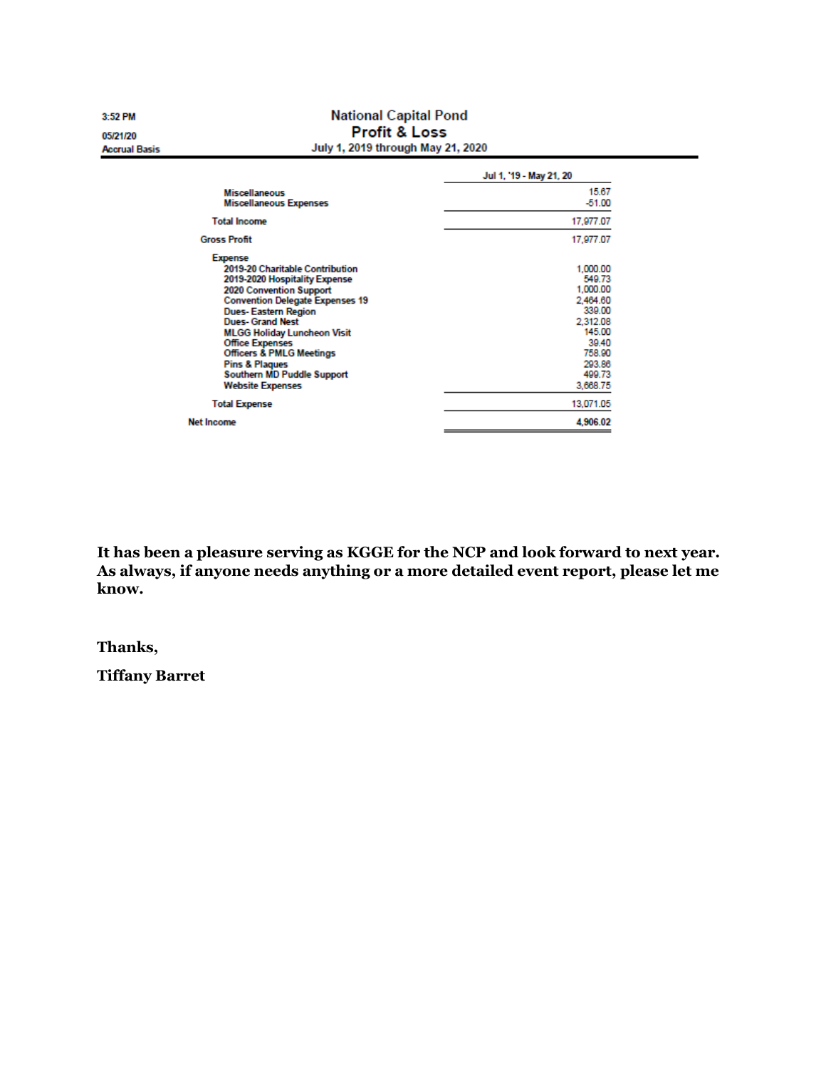3:52 PM

05/21/20

Accrual Basis

# National Capital Pond
## Profit & Loss
### July 1, 2019 through May 21, 2020

| | Jul 1, '19 - May 21, 20 |
|---|---|
| Miscellaneous | 15.67 |
| Miscellaneous Expenses | -51.00 |
| **Total Income** | 17,977.07 |
| **Gross Profit** | 17,977.07 |
| **Expense** | |
| 2019-20 Charitable Contribution | 1,000.00 |
| 2019-2020 Hospitality Expense | 549.73 |
| 2020 Convention Support | 1,000.00 |
| Convention Delegate Expenses 19 | 2,464.60 |
| Dues- Eastern Region | 339.00 |
| Dues- Grand Nest | 2,312.08 |
| MLGG Holiday Luncheon Visit | 145.00 |
| Office Expenses | 39.40 |
| Officers & PMLG Meetings | 758.90 |
| Pins & Plaques | 293.86 |
| Southern MD Puddle Support | 499.73 |
| Website Expenses | 3,668.75 |
| **Total Expense** | 13,071.05 |
| **Net Income** | 4,906.02 |

**It has been a pleasure serving as KGGE for the NCP and look forward to next year. As always, if anyone needs anything or a more detailed event report, please let me know.**

**Thanks,**

**Tiffany Barret**